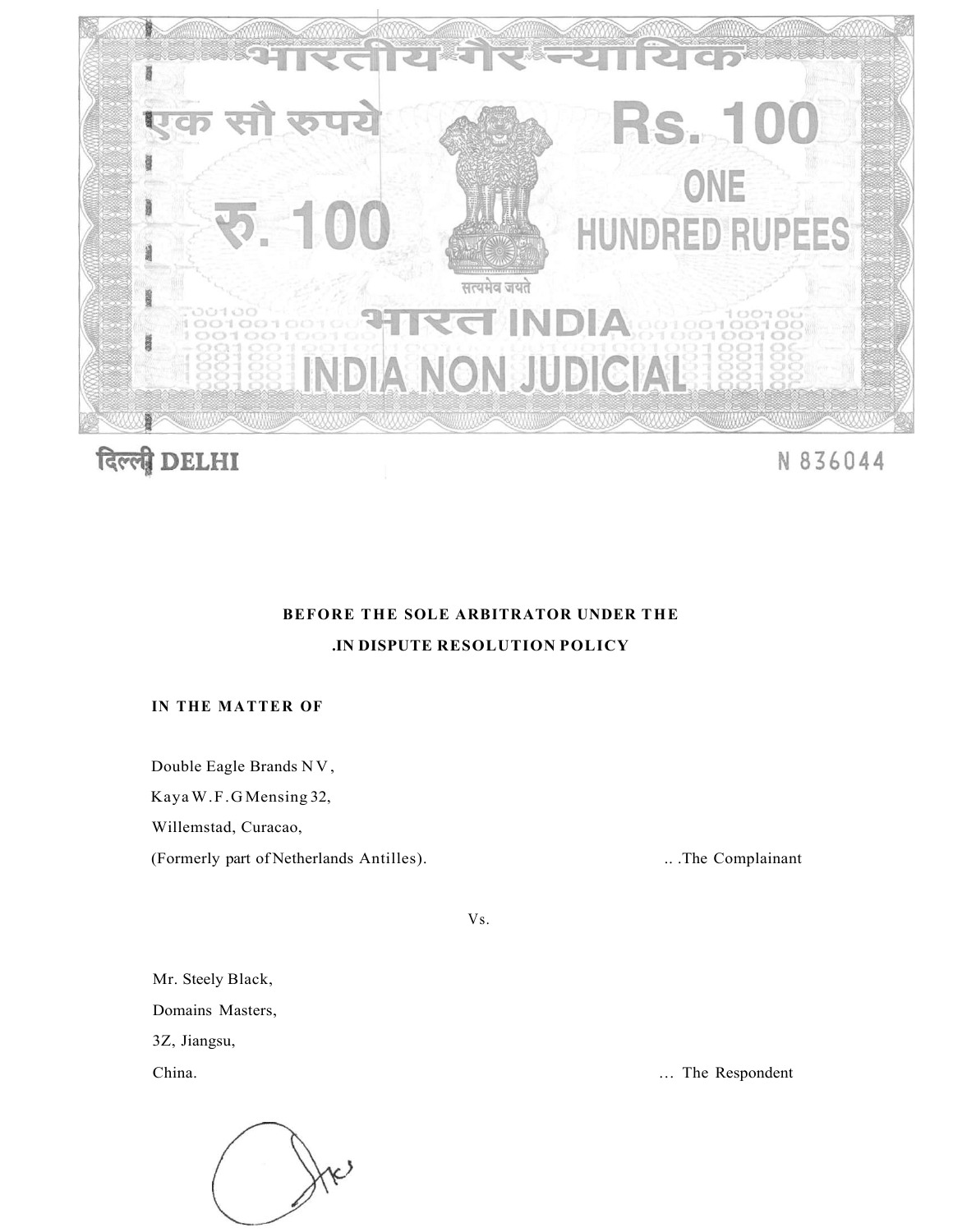भारतीय गैर न्यायिक

एक सौ रुपये

Rs. 100

रु. 100

ONE HUNDRED RUPEES

सत्यमेव जयते

भारत INDIA

INDIA NON JUDICIAL

दिल्ली DELHI

N 836044

**BEFORE THE SOLE ARBITRATOR UNDER THE**

**.IN DISPUTE RESOLUTION POLICY**

**IN THE MATTER OF**

Double Eagle Brands N V,
Kaya W.F.G Mensing 32,
Willemstad, Curacao,
(Formerly part of Netherlands Antilles). .. .The Complainant

Vs.

Mr. Steely Black,
Domains Masters,
3Z, Jiangsu,
China. … The Respondent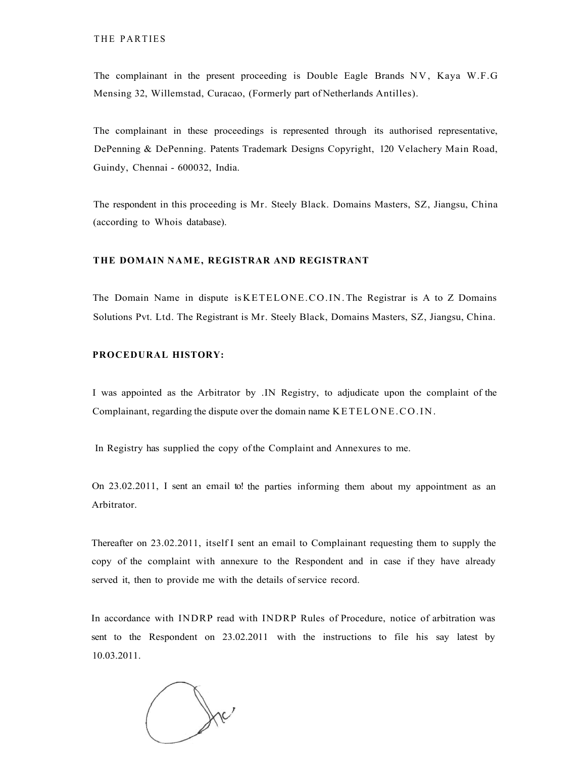THE PARTIES

The complainant in the present proceeding is Double Eagle Brands NV, Kaya W.F.G Mensing 32, Willemstad, Curacao, (Formerly part of Netherlands Antilles).

The complainant in these proceedings is represented through its authorised representative, DePenning & DePenning. Patents Trademark Designs Copyright, 120 Velachery Main Road, Guindy, Chennai - 600032, India.

The respondent in this proceeding is Mr. Steely Black. Domains Masters, SZ, Jiangsu, China (according to Whois database).

**THE DOMAIN NAME, REGISTRAR AND REGISTRANT**

The Domain Name in dispute is KETELONE.CO.IN. The Registrar is A to Z Domains Solutions Pvt. Ltd. The Registrant is Mr. Steely Black, Domains Masters, SZ, Jiangsu, China.

**PROCEDURAL HISTORY:**

I was appointed as the Arbitrator by .IN Registry, to adjudicate upon the complaint of the Complainant, regarding the dispute over the domain name KETELONE.CO.IN.

In Registry has supplied the copy of the Complaint and Annexures to me.

On 23.02.2011, I sent an email to! the parties informing them about my appointment as an Arbitrator.

Thereafter on 23.02.2011, itself I sent an email to Complainant requesting them to supply the copy of the complaint with annexure to the Respondent and in case if they have already served it, then to provide me with the details of service record.

In accordance with INDRP read with INDRP Rules of Procedure, notice of arbitration was sent to the Respondent on 23.02.2011 with the instructions to file his say latest by 10.03.2011.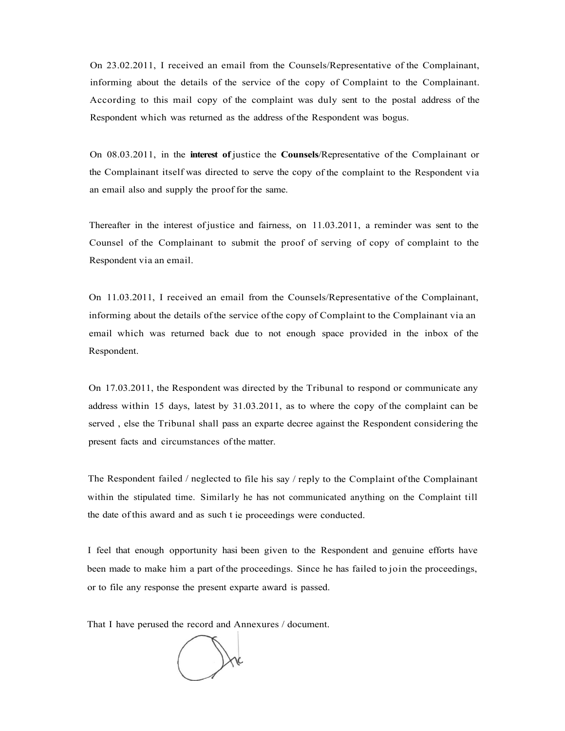On 23.02.2011, I received an email from the Counsels/Representative of the Complainant, informing about the details of the service of the copy of Complaint to the Complainant. According to this mail copy of the complaint was duly sent to the postal address of the Respondent which was returned as the address of the Respondent was bogus.

On 08.03.2011, in the **interest of** justice the **Counsels**/Representative of the Complainant or the Complainant itself was directed to serve the copy of the complaint to the Respondent via an email also and supply the proof for the same.

Thereafter in the interest of justice and fairness, on 11.03.2011, a reminder was sent to the Counsel of the Complainant to submit the proof of serving of copy of complaint to the Respondent via an email.

On 11.03.2011, I received an email from the Counsels/Representative of the Complainant, informing about the details of the service of the copy of Complaint to the Complainant via an email which was returned back due to not enough space provided in the inbox of the Respondent.

On 17.03.2011, the Respondent was directed by the Tribunal to respond or communicate any address within 15 days, latest by 31.03.2011, as to where the copy of the complaint can be served , else the Tribunal shall pass an exparte decree against the Respondent considering the present facts and circumstances of the matter.

The Respondent failed / neglected to file his say / reply to the Complaint of the Complainant within the stipulated time. Similarly he has not communicated anything on the Complaint till the date of this award and as such t ie proceedings were conducted.

I feel that enough opportunity hasi been given to the Respondent and genuine efforts have been made to make him a part of the proceedings. Since he has failed to join the proceedings, or to file any response the present exparte award is passed.

That I have perused the record and Annexures / document.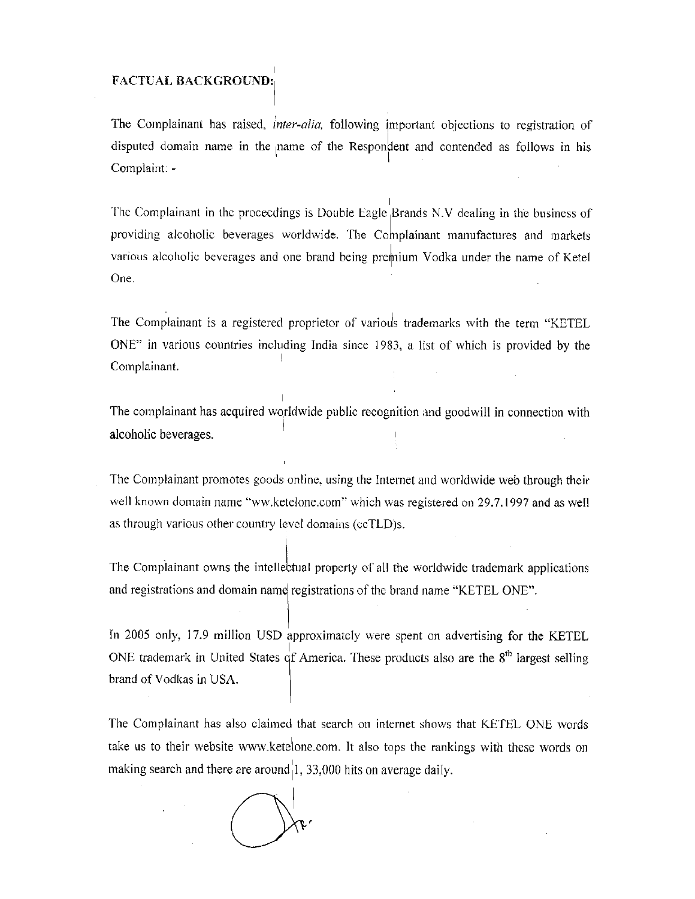**FACTUAL BACKGROUND:**

The Complainant has raised, *inter-alia,* following important objections to registration of disputed domain name in the name of the Respondent and contended as follows in his Complaint: -

The Complainant in the proceedings is Double Eagle Brands N.V dealing in the business of providing alcoholic beverages worldwide. The Complainant manufactures and markets various alcoholic beverages and one brand being premium Vodka under the name of Ketel One.

The Complainant is a registered proprietor of various trademarks with the term "KETEL ONE" in various countries including India since 1983, a list of which is provided by the Complainant.

The complainant has acquired worldwide public recognition and goodwill in connection with alcoholic beverages.

The Complainant promotes goods online, using the Internet and worldwide web through their well known domain name "ww.ketelone.com" which was registered on 29.7.1997 and as well as through various other country level domains (ccTLD)s.

The Complainant owns the intellectual property of all the worldwide trademark applications and registrations and domain name registrations of the brand name "KETEL ONE".

In 2005 only, 17.9 million USD approximately were spent on advertising for the KETEL ONE trademark in United States of America. These products also are the 8th largest selling brand of Vodkas in USA.

The Complainant has also claimed that search on internet shows that KETEL ONE words take us to their website www.ketelone.com. It also tops the rankings with these words on making search and there are around 1, 33,000 hits on average daily.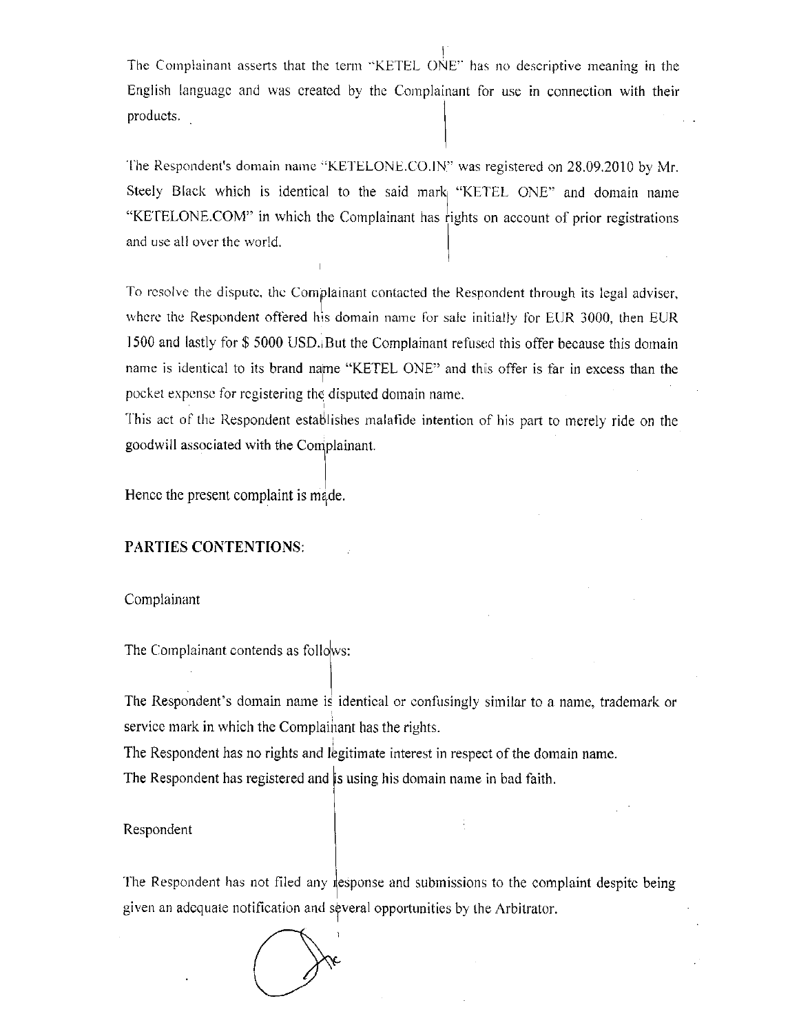The Complainant asserts that the term "KETEL ONE" has no descriptive meaning in the English language and was created by the Complainant for use in connection with their products.

The Respondent's domain name "KETELONE.CO.IN" was registered on 28.09.2010 by Mr. Steely Black which is identical to the said mark "KETEL ONE" and domain name "KETELONE.COM" in which the Complainant has rights on account of prior registrations and use all over the world.

To resolve the dispute, the Complainant contacted the Respondent through its legal adviser, where the Respondent offered his domain name for sale initially for EUR 3000, then EUR 1500 and lastly for $ 5000 USD. But the Complainant refused this offer because this domain name is identical to its brand name "KETEL ONE" and this offer is far in excess than the pocket expense for registering the disputed domain name.

This act of the Respondent establishes malafide intention of his part to merely ride on the goodwill associated with the Complainant.

Hence the present complaint is made.

**PARTIES CONTENTIONS:**

Complainant

The Complainant contends as follows:

The Respondent's domain name is identical or confusingly similar to a name, trademark or service mark in which the Complainant has the rights.

The Respondent has no rights and legitimate interest in respect of the domain name.

The Respondent has registered and is using his domain name in bad faith.

Respondent

The Respondent has not filed any response and submissions to the complaint despite being given an adequate notification and several opportunities by the Arbitrator.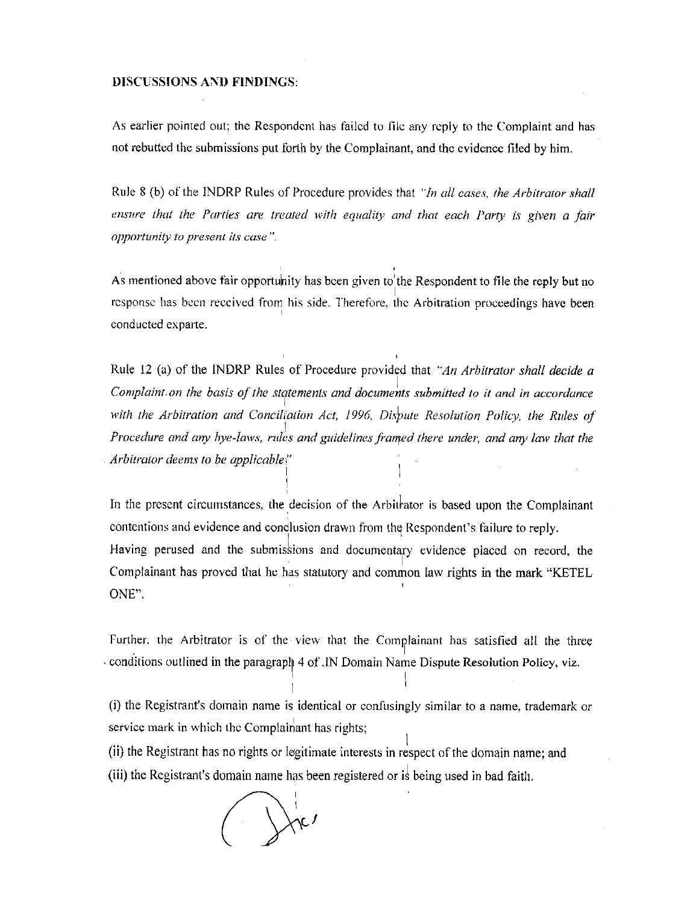**DISCUSSIONS AND FINDINGS:**

As earlier pointed out; the Respondent has failed to file any reply to the Complaint and has not rebutted the submissions put forth by the Complainant, and the evidence filed by him.

Rule 8 (b) of the INDRP Rules of Procedure provides that *"In all cases, the Arbitrator shall ensure that the Parties are treated with equality and that each Party is given a fair opportunity to present its case".*

As mentioned above fair opportunity has been given to the Respondent to file the reply but no response has been received from his side. Therefore, the Arbitration proceedings have been conducted exparte.

Rule 12 (a) of the INDRP Rules of Procedure provided that *"An Arbitrator shall decide a Complaint on the basis of the statements and documents submitted to it and in accordance with the Arbitration and Conciliation Act, 1996, Dispute Resolution Policy, the Rules of Procedure and any bye-laws, rules and guidelines framed there under, and any law that the Arbitrator deems to be applicable."*

In the present circumstances, the decision of the Arbitrator is based upon the Complainant contentions and evidence and conclusion drawn from the Respondent's failure to reply.
Having perused and the submissions and documentary evidence placed on record, the Complainant has proved that he has statutory and common law rights in the mark "KETEL ONE".

Further, the Arbitrator is of the view that the Complainant has satisfied all the three conditions outlined in the paragraph 4 of .IN Domain Name Dispute Resolution Policy, viz.

(i) the Registrant's domain name is identical or confusingly similar to a name, trademark or service mark in which the Complainant has rights;

(ii) the Registrant has no rights or legitimate interests in respect of the domain name; and

(iii) the Registrant's domain name has been registered or is being used in bad faith.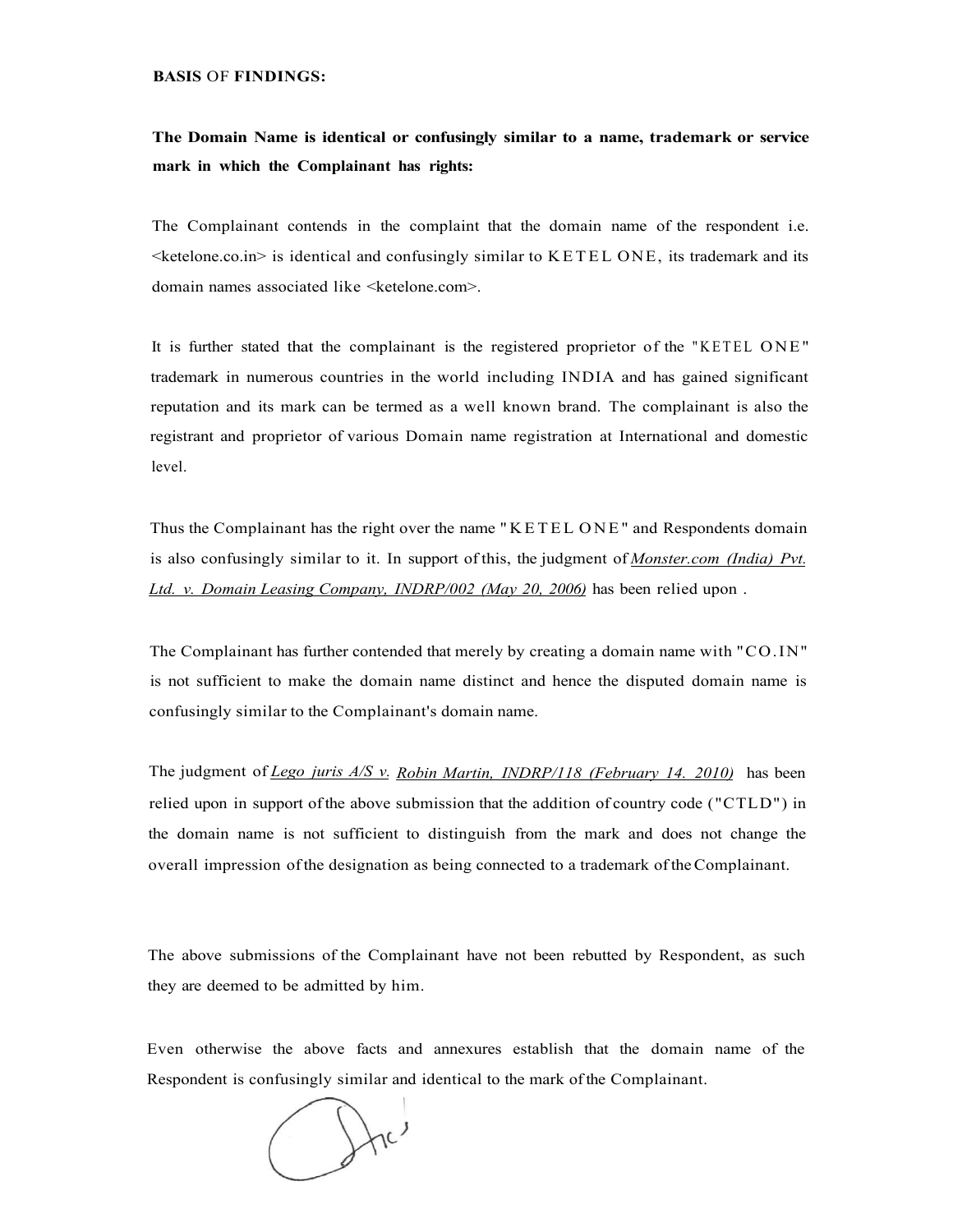**BASIS** OF **FINDINGS:**

**The Domain Name is identical or confusingly similar to a name, trademark or service mark in which the Complainant has rights:**

The Complainant contends in the complaint that the domain name of the respondent i.e. <ketelone.co.in> is identical and confusingly similar to KETEL ONE, its trademark and its domain names associated like <ketelone.com>.

It is further stated that the complainant is the registered proprietor of the "KETEL ONE" trademark in numerous countries in the world including INDIA and has gained significant reputation and its mark can be termed as a well known brand. The complainant is also the registrant and proprietor of various Domain name registration at International and domestic level.

Thus the Complainant has the right over the name "KETEL ONE" and Respondents domain is also confusingly similar to it. In support of this, the judgment of *Monster.com (India) Pvt. Ltd. v. Domain Leasing Company, INDRP/002 (May 20, 2006)* has been relied upon .

The Complainant has further contended that merely by creating a domain name with "CO.IN" is not sufficient to make the domain name distinct and hence the disputed domain name is confusingly similar to the Complainant's domain name.

The judgment of *Lego juris A/S v. Robin Martin, INDRP/118 (February 14. 2010)* has been relied upon in support of the above submission that the addition of country code ("CTLD") in the domain name is not sufficient to distinguish from the mark and does not change the overall impression of the designation as being connected to a trademark of the Complainant.

The above submissions of the Complainant have not been rebutted by Respondent, as such they are deemed to be admitted by him.

Even otherwise the above facts and annexures establish that the domain name of the Respondent is confusingly similar and identical to the mark of the Complainant.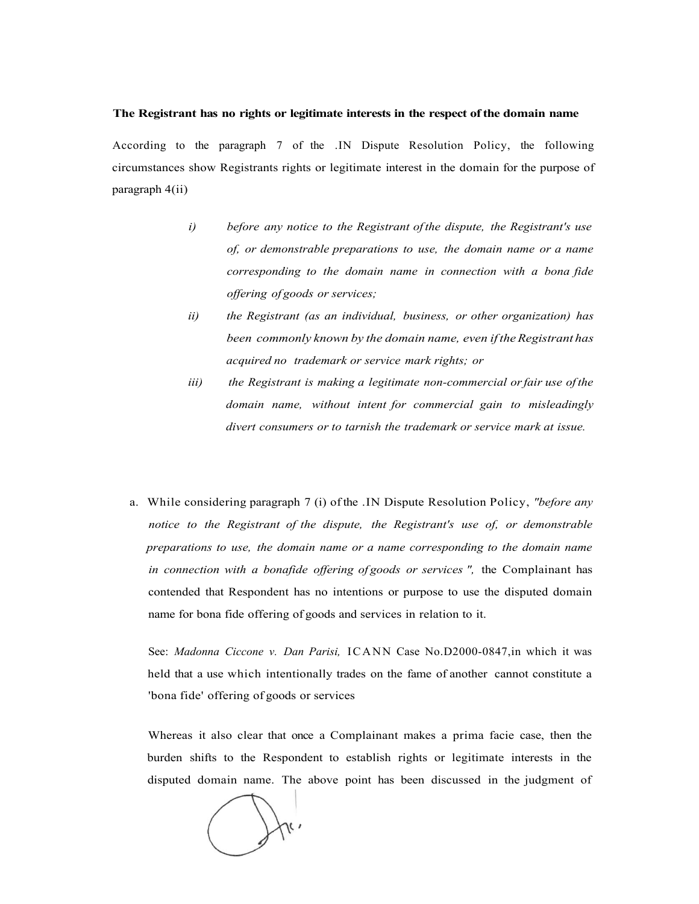**The Registrant has no rights or legitimate interests in the respect of the domain name**

According to the paragraph 7 of the .IN Dispute Resolution Policy, the following circumstances show Registrants rights or legitimate interest in the domain for the purpose of paragraph 4(ii)

> *i)* *before any notice to the Registrant of the dispute, the Registrant's use of, or demonstrable preparations to use, the domain name or a name corresponding to the domain name in connection with a bona fide offering of goods or services;*
>
> *ii)* *the Registrant (as an individual, business, or other organization) has been commonly known by the domain name, even if the Registrant has acquired no trademark or service mark rights; or*
>
> *iii)* *the Registrant is making a legitimate non-commercial or fair use of the domain name, without intent for commercial gain to misleadingly divert consumers or to tarnish the trademark or service mark at issue.*

a. While considering paragraph 7 (i) of the .IN Dispute Resolution Policy, *"before any notice to the Registrant of the dispute, the Registrant's use of, or demonstrable preparations to use, the domain name or a name corresponding to the domain name in connection with a bonafide offering of goods or services ",* the Complainant has contended that Respondent has no intentions or purpose to use the disputed domain name for bona fide offering of goods and services in relation to it.

   See: *Madonna Ciccone v. Dan Parisi,* ICANN Case No.D2000-0847,in which it was held that a use which intentionally trades on the fame of another cannot constitute a 'bona fide' offering of goods or services

   Whereas it also clear that once a Complainant makes a prima facie case, then the burden shifts to the Respondent to establish rights or legitimate interests in the disputed domain name. The above point has been discussed in the judgment of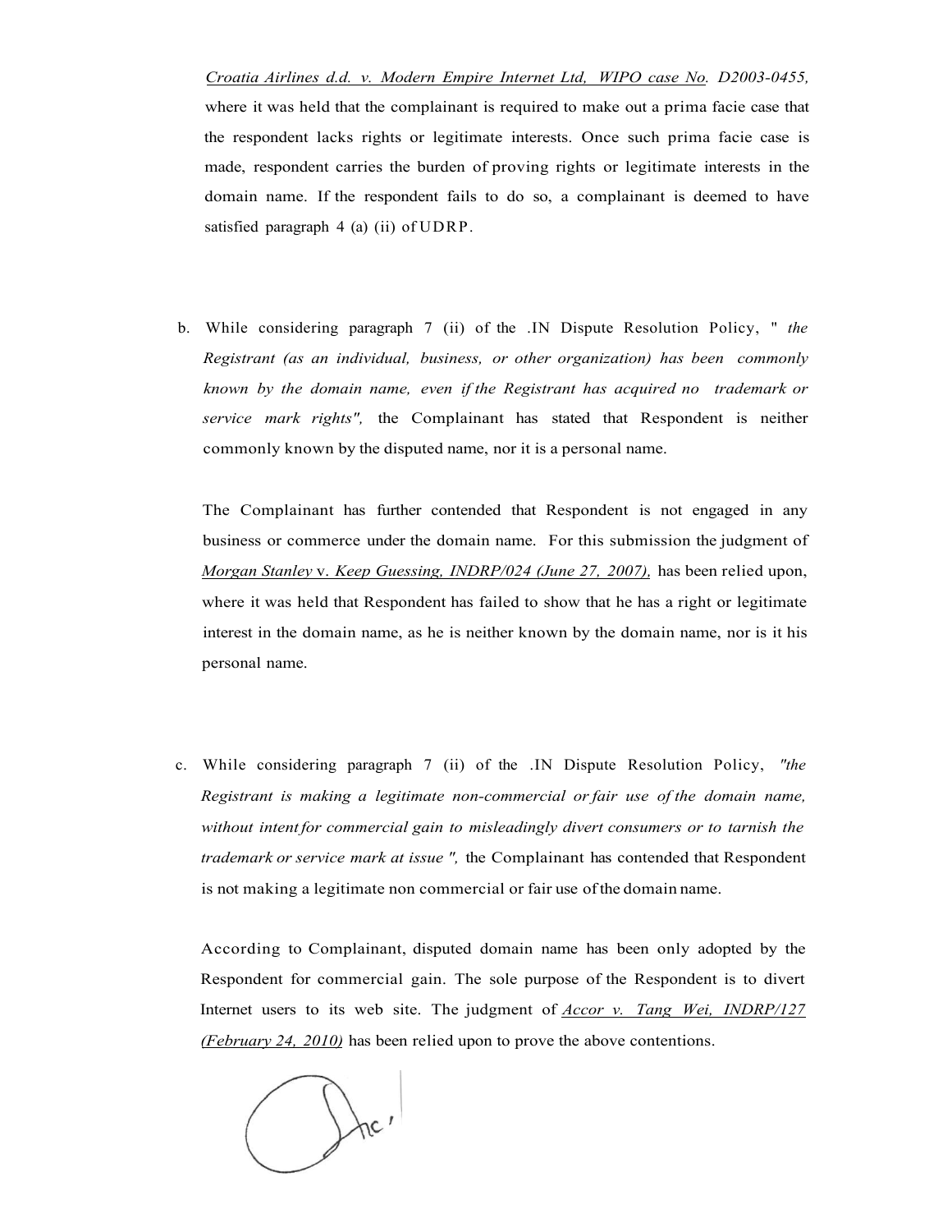*Croatia Airlines d.d. v. Modern Empire Internet Ltd, WIPO case No. D2003-0455,* where it was held that the complainant is required to make out a prima facie case that the respondent lacks rights or legitimate interests. Once such prima facie case is made, respondent carries the burden of proving rights or legitimate interests in the domain name. If the respondent fails to do so, a complainant is deemed to have satisfied paragraph 4 (a) (ii) of UDRP.

b. While considering paragraph 7 (ii) of the .IN Dispute Resolution Policy, " *the Registrant (as an individual, business, or other organization) has been commonly known by the domain name, even if the Registrant has acquired no trademark or service mark rights",* the Complainant has stated that Respondent is neither commonly known by the disputed name, nor it is a personal name.

   The Complainant has further contended that Respondent is not engaged in any business or commerce under the domain name. For this submission the judgment of *Morgan Stanley* v. *Keep Guessing, INDRP/024 (June 27, 2007),* has been relied upon, where it was held that Respondent has failed to show that he has a right or legitimate interest in the domain name, as he is neither known by the domain name, nor is it his personal name.

c. While considering paragraph 7 (ii) of the .IN Dispute Resolution Policy, *"the Registrant is making a legitimate non-commercial or fair use of the domain name, without intent for commercial gain to misleadingly divert consumers or to tarnish the trademark or service mark at issue ",* the Complainant has contended that Respondent is not making a legitimate non commercial or fair use of the domain name.

   According to Complainant, disputed domain name has been only adopted by the Respondent for commercial gain. The sole purpose of the Respondent is to divert Internet users to its web site. The judgment of *Accor v. Tang Wei, INDRP/127 (February 24, 2010)* has been relied upon to prove the above contentions.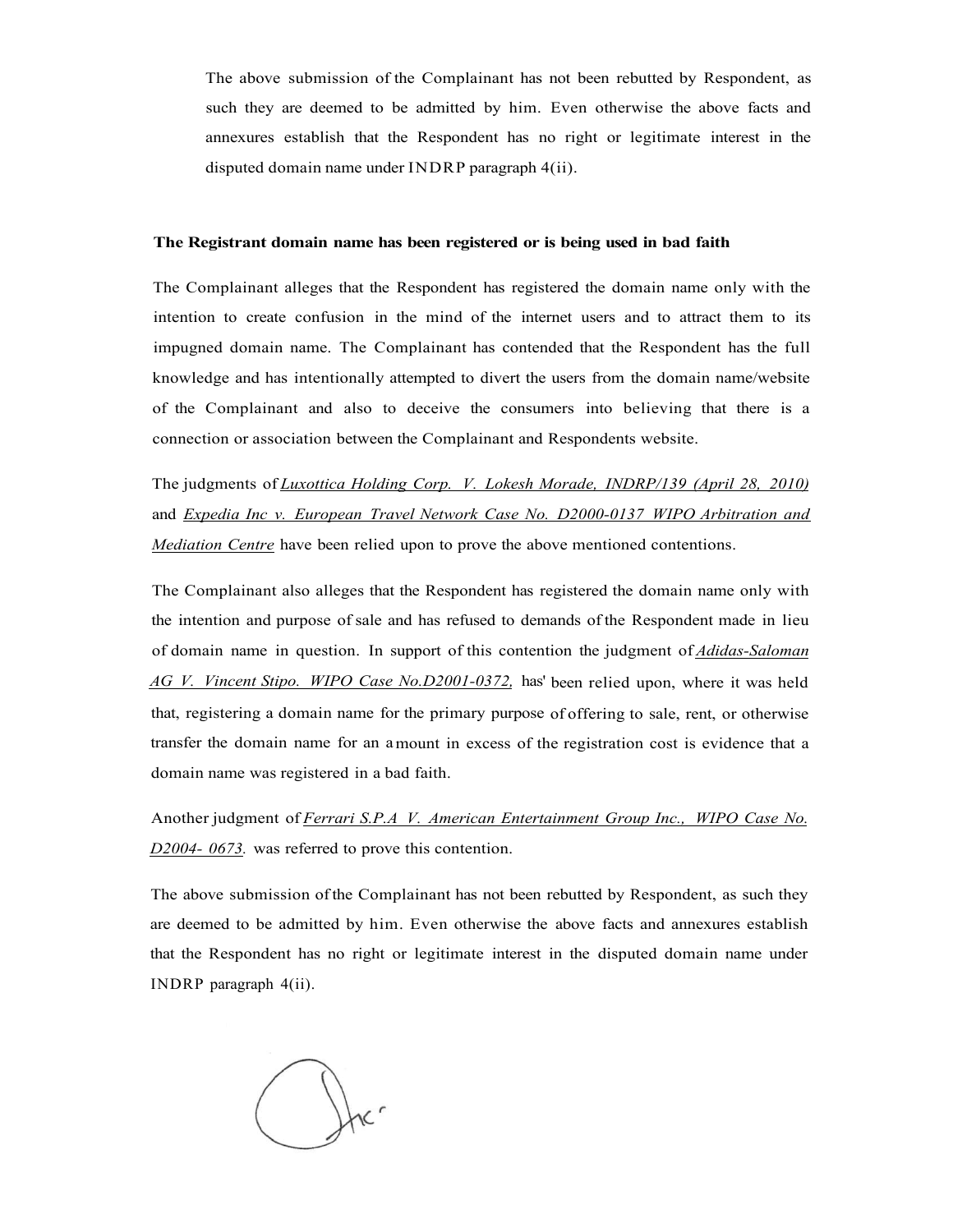The above submission of the Complainant has not been rebutted by Respondent, as such they are deemed to be admitted by him. Even otherwise the above facts and annexures establish that the Respondent has no right or legitimate interest in the disputed domain name under INDRP paragraph 4(ii).

**The Registrant domain name has been registered or is being used in bad faith**

The Complainant alleges that the Respondent has registered the domain name only with the intention to create confusion in the mind of the internet users and to attract them to its impugned domain name. The Complainant has contended that the Respondent has the full knowledge and has intentionally attempted to divert the users from the domain name/website of the Complainant and also to deceive the consumers into believing that there is a connection or association between the Complainant and Respondents website.

The judgments of *Luxottica Holding Corp. V. Lokesh Morade, INDRP/139 (April 28, 2010)* and *Expedia Inc v. European Travel Network Case No. D2000-0137 WIPO Arbitration and Mediation Centre* have been relied upon to prove the above mentioned contentions.

The Complainant also alleges that the Respondent has registered the domain name only with the intention and purpose of sale and has refused to demands of the Respondent made in lieu of domain name in question. In support of this contention the judgment of *Adidas-Saloman AG V. Vincent Stipo. WIPO Case No.D2001-0372,* has' been relied upon, where it was held that, registering a domain name for the primary purpose of offering to sale, rent, or otherwise transfer the domain name for an amount in excess of the registration cost is evidence that a domain name was registered in a bad faith.

Another judgment of *Ferrari S.P.A V. American Entertainment Group Inc., WIPO Case No. D2004- 0673.* was referred to prove this contention.

The above submission of the Complainant has not been rebutted by Respondent, as such they are deemed to be admitted by him. Even otherwise the above facts and annexures establish that the Respondent has no right or legitimate interest in the disputed domain name under INDRP paragraph 4(ii).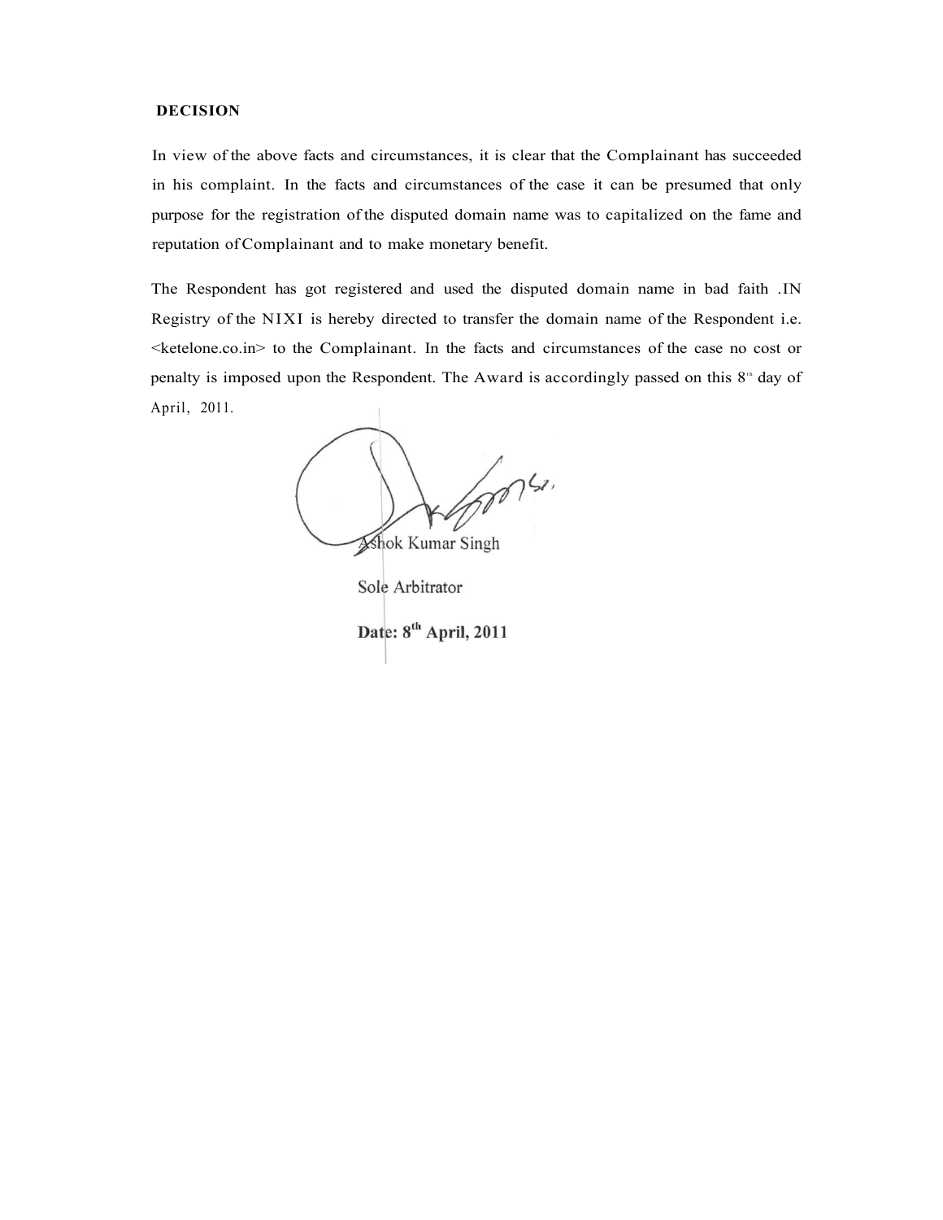**DECISION**

In view of the above facts and circumstances, it is clear that the Complainant has succeeded in his complaint. In the facts and circumstances of the case it can be presumed that only purpose for the registration of the disputed domain name was to capitalized on the fame and reputation of Complainant and to make monetary benefit.

The Respondent has got registered and used the disputed domain name in bad faith .IN Registry of the NIXI is hereby directed to transfer the domain name of the Respondent i.e. <ketelone.co.in> to the Complainant. In the facts and circumstances of the case no cost or penalty is imposed upon the Respondent. The Award is accordingly passed on this 8th day of April, 2011.

Ashok Kumar Singh

Sole Arbitrator

**Date: 8th April, 2011**